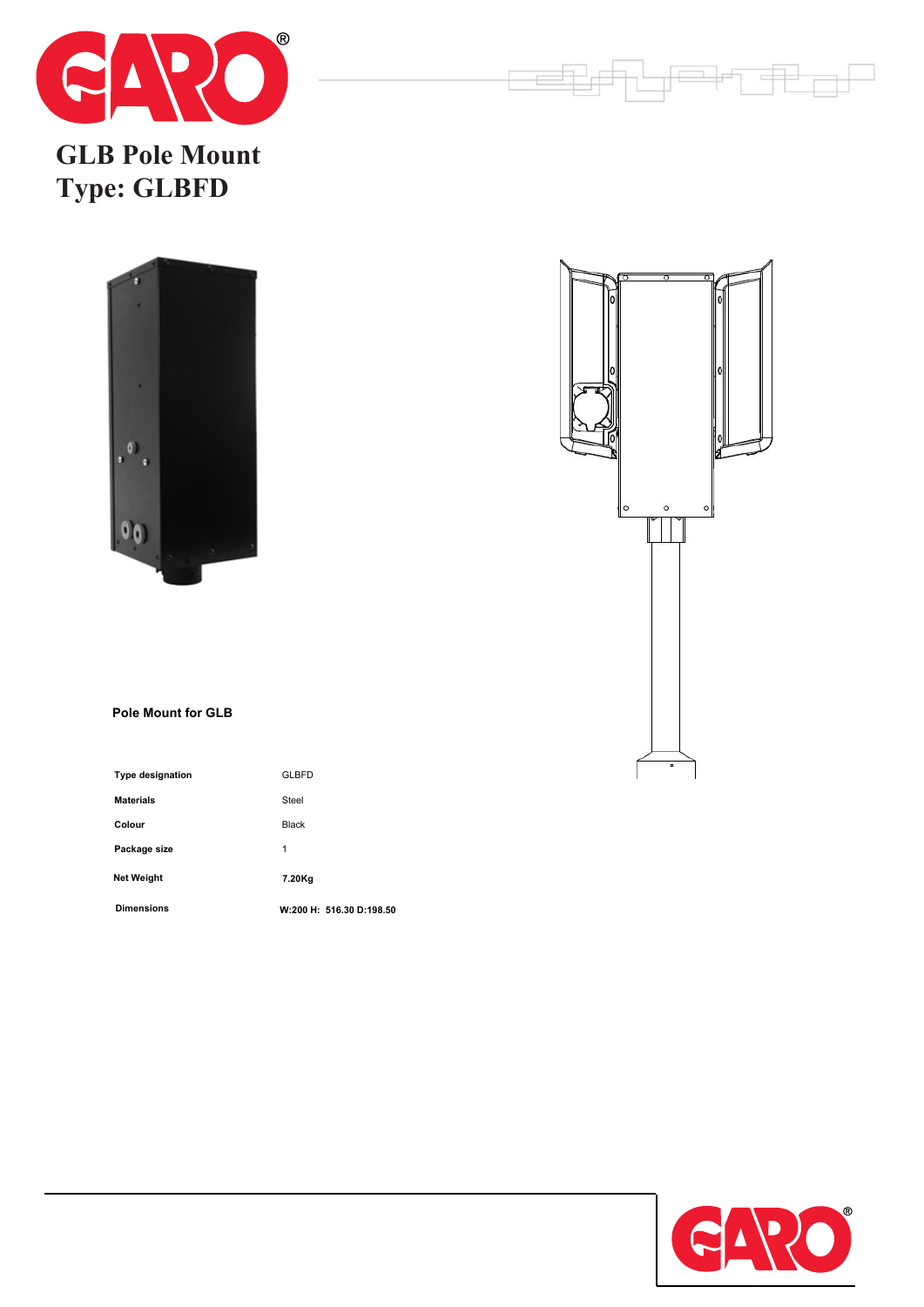# GLB Pole Mount
# Type: GLBFD

**Pole Mount for GLB**

| | |
|---|---|
| **Type designation** | GLBFD |
| **Materials** | Steel |
| **Colour** | Black |
| **Package size** | 1 |
| **Net Weight** | **7.20Kg** |
| **Dimensions** | **W:200 H: 516.30 D:198.50** |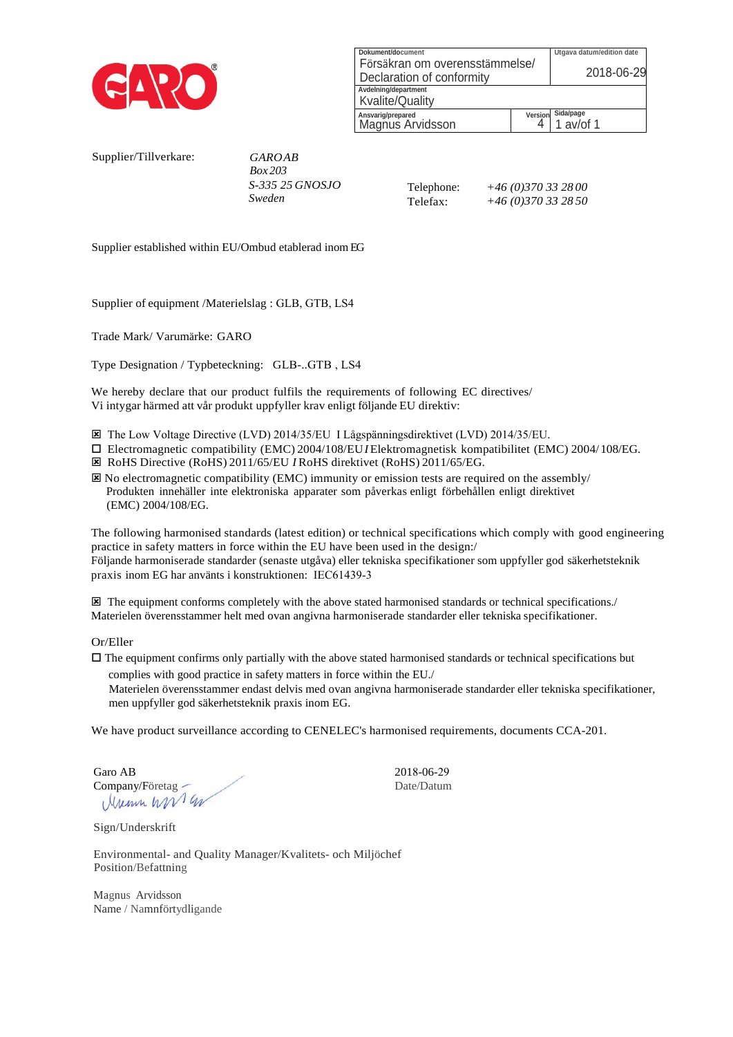GARO®

| Dokument/document | | Utgava datum/edition date |
|---|---|---|
| Försäkran om overensstämmelse/ Declaration of conformity | | 2018-06-29 |
| Avdelning/department | | |
| Kvalite/Quality | | |
| Ansvarig/prepared | Version | Sida/page |
| Magnus Arvidsson | 4 | 1 av/of 1 |

Supplier/Tillverkare: *GAROAB*
*Box 203*
*S-335 25 GNOSJO*
*Sweden*

Telephone: *+46 (0)370 33 28 00*
Telefax: *+46 (0)370 33 28 50*

Supplier established within EU/Ombud etablerad inom EG

Supplier of equipment /Materielslag : GLB, GTB, LS4

Trade Mark/ Varumärke: GARO

Type Designation / Typbeteckning: GLB-..GTB , LS4

We hereby declare that our product fulfils the requirements of following EC directives/
Vi intygar härmed att vår produkt uppfyller krav enligt följande EU direktiv:

☒ The Low Voltage Directive (LVD) 2014/35/EU I Lågspänningsdirektivet (LVD) 2014/35/EU.
☐ Electromagnetic compatibility (EMC) 2004/108/EU *I* Elektromagnetisk kompatibilitet (EMC) 2004/108/EG.
☒ RoHS Directive (RoHS) 2011/65/EU *I* RoHS direktivet (RoHS) 2011/65/EG.
☒ No electromagnetic compatibility (EMC) immunity or emission tests are required on the assembly/
Produkten innehåller inte elektroniska apparater som påverkas enligt förbehållen enligt direktivet (EMC) 2004/108/EG.

The following harmonised standards (latest edition) or technical specifications which comply with good engineering practice in safety matters in force within the EU have been used in the design:/
Följande harmoniserade standarder (senaste utgåva) eller tekniska specifikationer som uppfyller god säkerhetsteknik praxis inom EG har använts i konstruktionen: IEC61439-3

☒ The equipment conforms completely with the above stated harmonised standards or technical specifications./
Materielen överensstammer helt med ovan angivna harmoniserade standarder eller tekniska specifikationer.

Or/Eller

☐ The equipment confirms only partially with the above stated harmonised standards or technical specifications but complies with good practice in safety matters in force within the EU./
Materielen överensstammer endast delvis med ovan angivna harmoniserade standarder eller tekniska specifikationer, men uppfyller god säkerhetsteknik praxis inom EG.

We have product surveillance according to CENELEC's harmonised requirements, documents CCA-201.

Garo AB
Company/Företag

2018-06-29
Date/Datum

Sign/Underskrift

Environmental- and Quality Manager/Kvalitets- och Miljöchef
Position/Befattning

Magnus Arvidsson
Name / Namnförtydligande